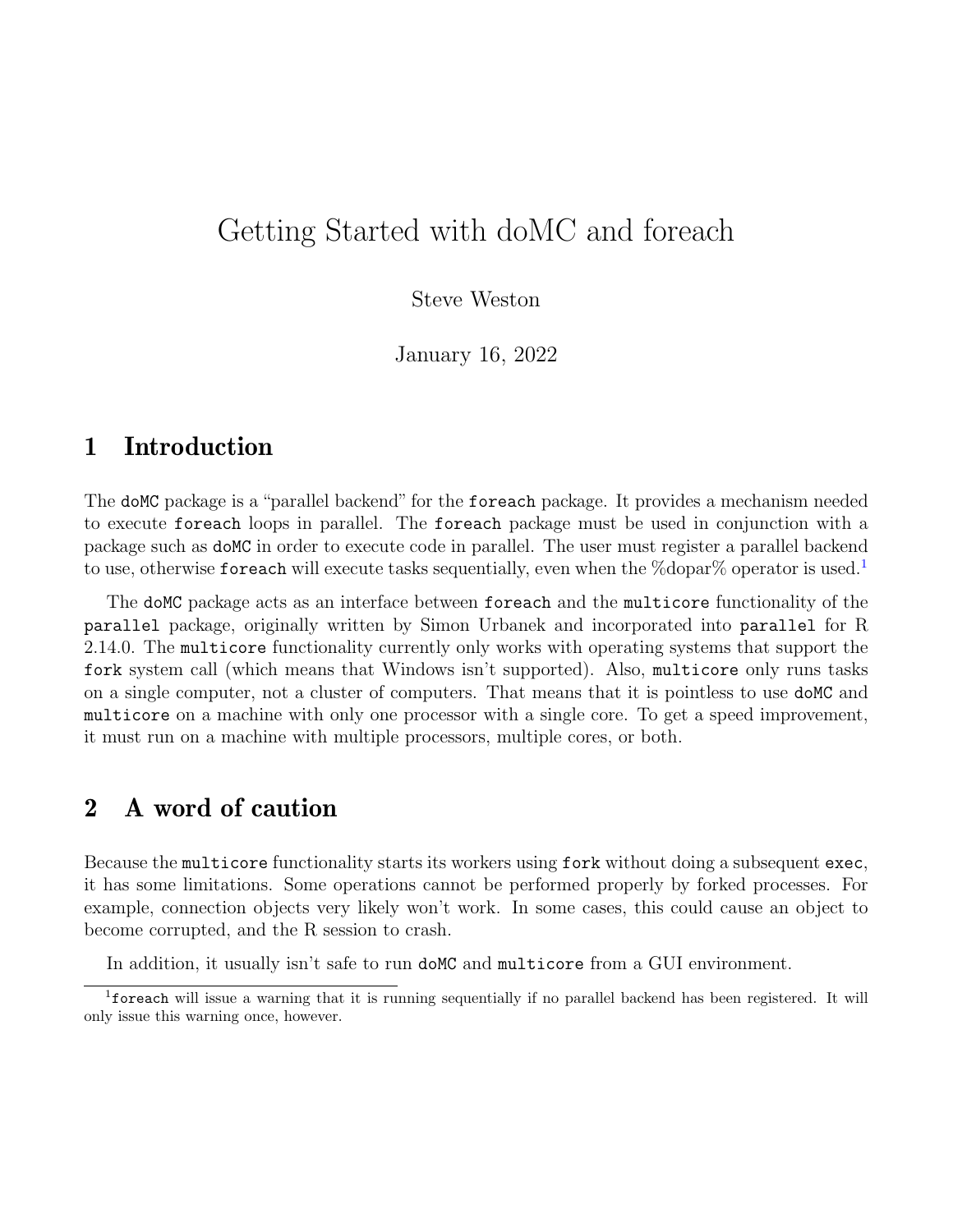# Getting Started with doMC and foreach

Steve Weston

January 16, 2022

## 1 Introduction

The `doMC` package is a "parallel backend" for the `foreach` package. It provides a mechanism needed to execute `foreach` loops in parallel. The `foreach` package must be used in conjunction with a package such as `doMC` in order to execute code in parallel. The user must register a parallel backend to use, otherwise `foreach` will execute tasks sequentially, even when the %dopar% operator is used.[1]

The `doMC` package acts as an interface between `foreach` and the `multicore` functionality of the `parallel` package, originally written by Simon Urbanek and incorporated into `parallel` for R 2.14.0. The `multicore` functionality currently only works with operating systems that support the `fork` system call (which means that Windows isn't supported). Also, `multicore` only runs tasks on a single computer, not a cluster of computers. That means that it is pointless to use `doMC` and `multicore` on a machine with only one processor with a single core. To get a speed improvement, it must run on a machine with multiple processors, multiple cores, or both.

## 2 A word of caution

Because the `multicore` functionality starts its workers using `fork` without doing a subsequent `exec`, it has some limitations. Some operations cannot be performed properly by forked processes. For example, connection objects very likely won't work. In some cases, this could cause an object to become corrupted, and the R session to crash.

In addition, it usually isn't safe to run `doMC` and `multicore` from a GUI environment.

[1] `foreach` will issue a warning that it is running sequentially if no parallel backend has been registered. It will only issue this warning once, however.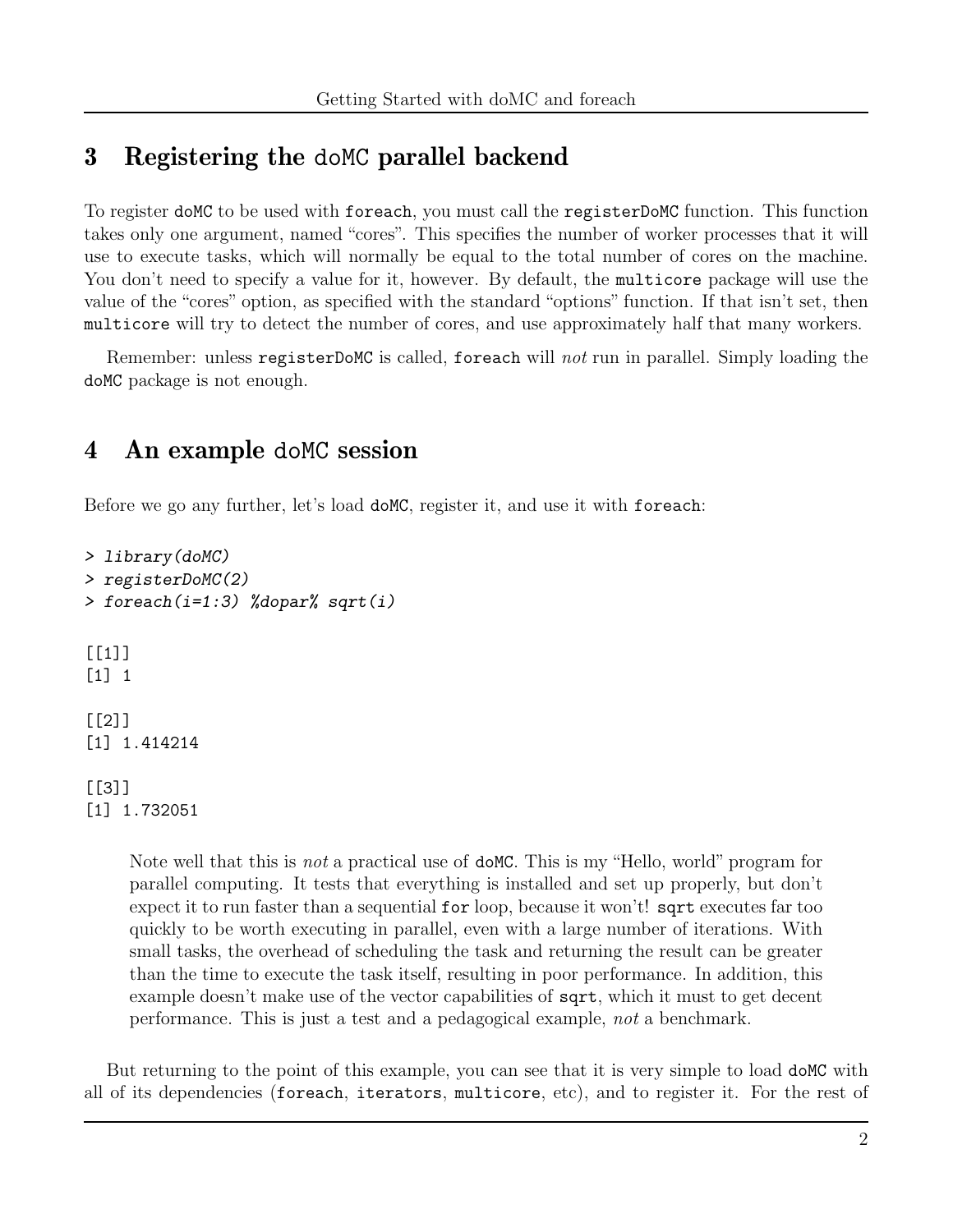## 3 Registering the doMC parallel backend

To register `doMC` to be used with `foreach`, you must call the `registerDoMC` function. This function takes only one argument, named "cores". This specifies the number of worker processes that it will use to execute tasks, which will normally be equal to the total number of cores on the machine. You don't need to specify a value for it, however. By default, the `multicore` package will use the value of the "cores" option, as specified with the standard "options" function. If that isn't set, then `multicore` will try to detect the number of cores, and use approximately half that many workers.

Remember: unless `registerDoMC` is called, `foreach` will *not* run in parallel. Simply loading the `doMC` package is not enough.

## 4 An example doMC session

Before we go any further, let's load `doMC`, register it, and use it with `foreach`:

```
> library(doMC)
> registerDoMC(2)
> foreach(i=1:3) %dopar% sqrt(i)

[[1]]
[1] 1

[[2]]
[1] 1.414214

[[3]]
[1] 1.732051
```

> Note well that this is *not* a practical use of `doMC`. This is my "Hello, world" program for parallel computing. It tests that everything is installed and set up properly, but don't expect it to run faster than a sequential `for` loop, because it won't! `sqrt` executes far too quickly to be worth executing in parallel, even with a large number of iterations. With small tasks, the overhead of scheduling the task and returning the result can be greater than the time to execute the task itself, resulting in poor performance. In addition, this example doesn't make use of the vector capabilities of `sqrt`, which it must to get decent performance. This is just a test and a pedagogical example, *not* a benchmark.

But returning to the point of this example, you can see that it is very simple to load `doMC` with all of its dependencies (`foreach`, `iterators`, `multicore`, etc), and to register it. For the rest of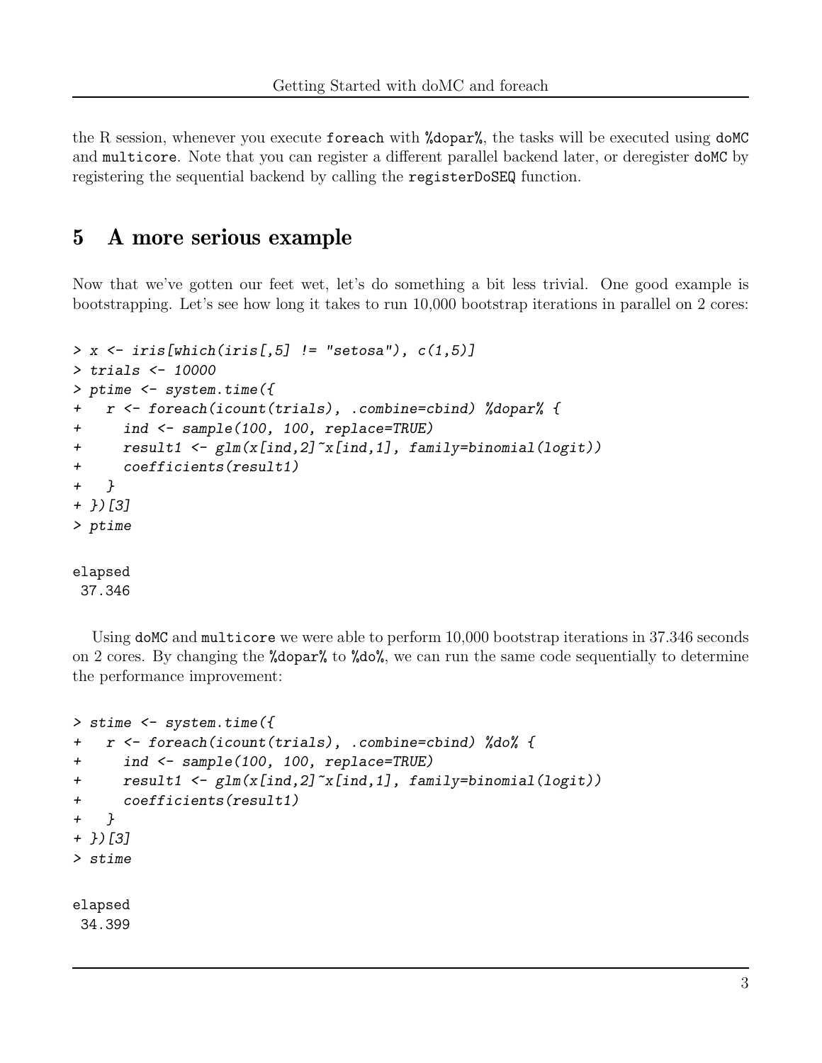the R session, whenever you execute `foreach` with `%dopar%`, the tasks will be executed using `doMC` and `multicore`. Note that you can register a different parallel backend later, or deregister `doMC` by registering the sequential backend by calling the `registerDoSEQ` function.

## 5 A more serious example

Now that we've gotten our feet wet, let's do something a bit less trivial. One good example is bootstrapping. Let's see how long it takes to run 10,000 bootstrap iterations in parallel on 2 cores:

```
> x <- iris[which(iris[,5] != "setosa"), c(1,5)]
> trials <- 10000
> ptime <- system.time({
+   r <- foreach(icount(trials), .combine=cbind) %dopar% {
+     ind <- sample(100, 100, replace=TRUE)
+     result1 <- glm(x[ind,2]~x[ind,1], family=binomial(logit))
+     coefficients(result1)
+   }
+ })[3]
> ptime

elapsed
 37.346
```

Using `doMC` and `multicore` we were able to perform 10,000 bootstrap iterations in 37.346 seconds on 2 cores. By changing the `%dopar%` to `%do%`, we can run the same code sequentially to determine the performance improvement:

```
> stime <- system.time({
+   r <- foreach(icount(trials), .combine=cbind) %do% {
+     ind <- sample(100, 100, replace=TRUE)
+     result1 <- glm(x[ind,2]~x[ind,1], family=binomial(logit))
+     coefficients(result1)
+   }
+ })[3]
> stime

elapsed
 34.399
```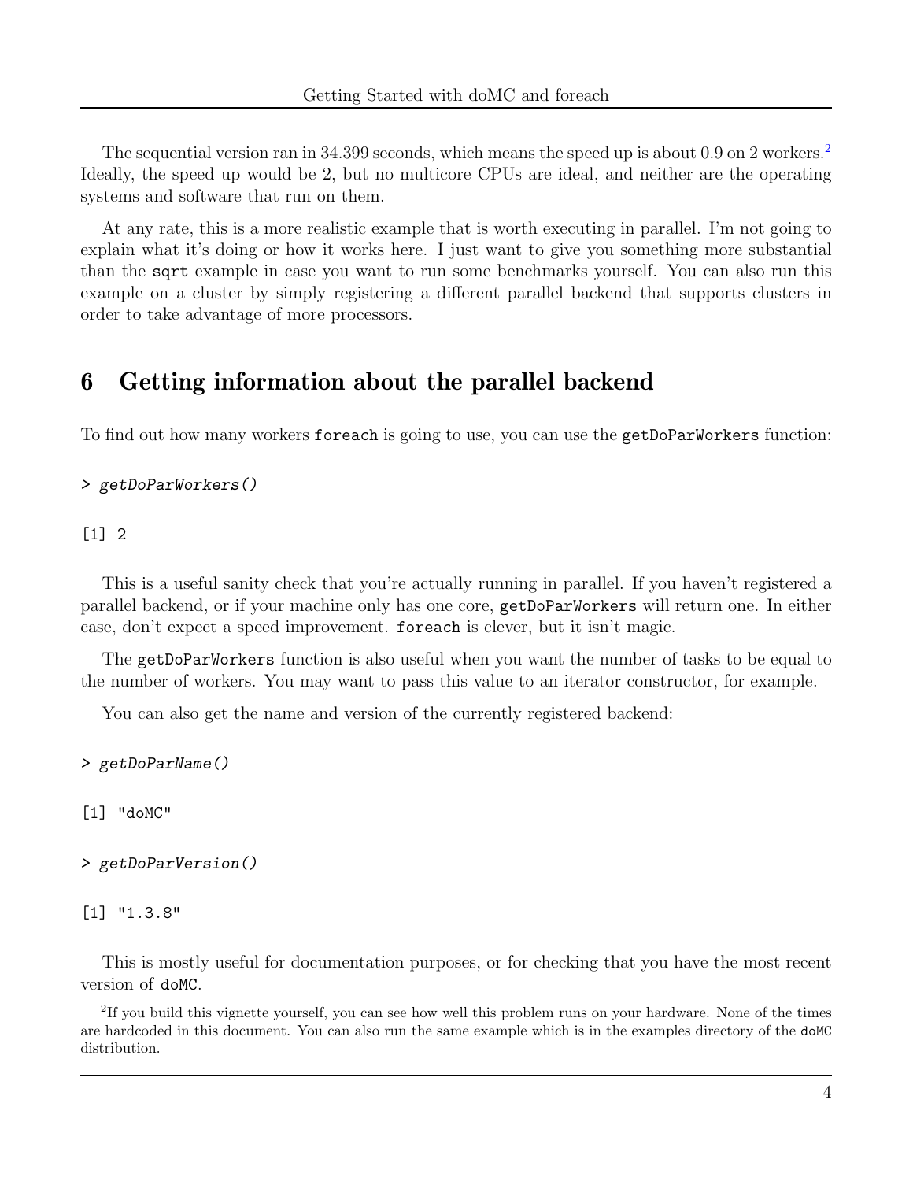The sequential version ran in 34.399 seconds, which means the speed up is about 0.9 on 2 workers.[2] Ideally, the speed up would be 2, but no multicore CPUs are ideal, and neither are the operating systems and software that run on them.

At any rate, this is a more realistic example that is worth executing in parallel. I'm not going to explain what it's doing or how it works here. I just want to give you something more substantial than the `sqrt` example in case you want to run some benchmarks yourself. You can also run this example on a cluster by simply registering a different parallel backend that supports clusters in order to take advantage of more processors.

# 6 Getting information about the parallel backend

To find out how many workers `foreach` is going to use, you can use the `getDoParWorkers` function:

```
> getDoParWorkers()
```

```
[1] 2
```

This is a useful sanity check that you're actually running in parallel. If you haven't registered a parallel backend, or if your machine only has one core, `getDoParWorkers` will return one. In either case, don't expect a speed improvement. `foreach` is clever, but it isn't magic.

The `getDoParWorkers` function is also useful when you want the number of tasks to be equal to the number of workers. You may want to pass this value to an iterator constructor, for example.

You can also get the name and version of the currently registered backend:

```
> getDoParName()
```

```
[1] "doMC"
```

```
> getDoParVersion()
```

```
[1] "1.3.8"
```

This is mostly useful for documentation purposes, or for checking that you have the most recent version of `doMC`.

[2] If you build this vignette yourself, you can see how well this problem runs on your hardware. None of the times are hardcoded in this document. You can also run the same example which is in the examples directory of the `doMC` distribution.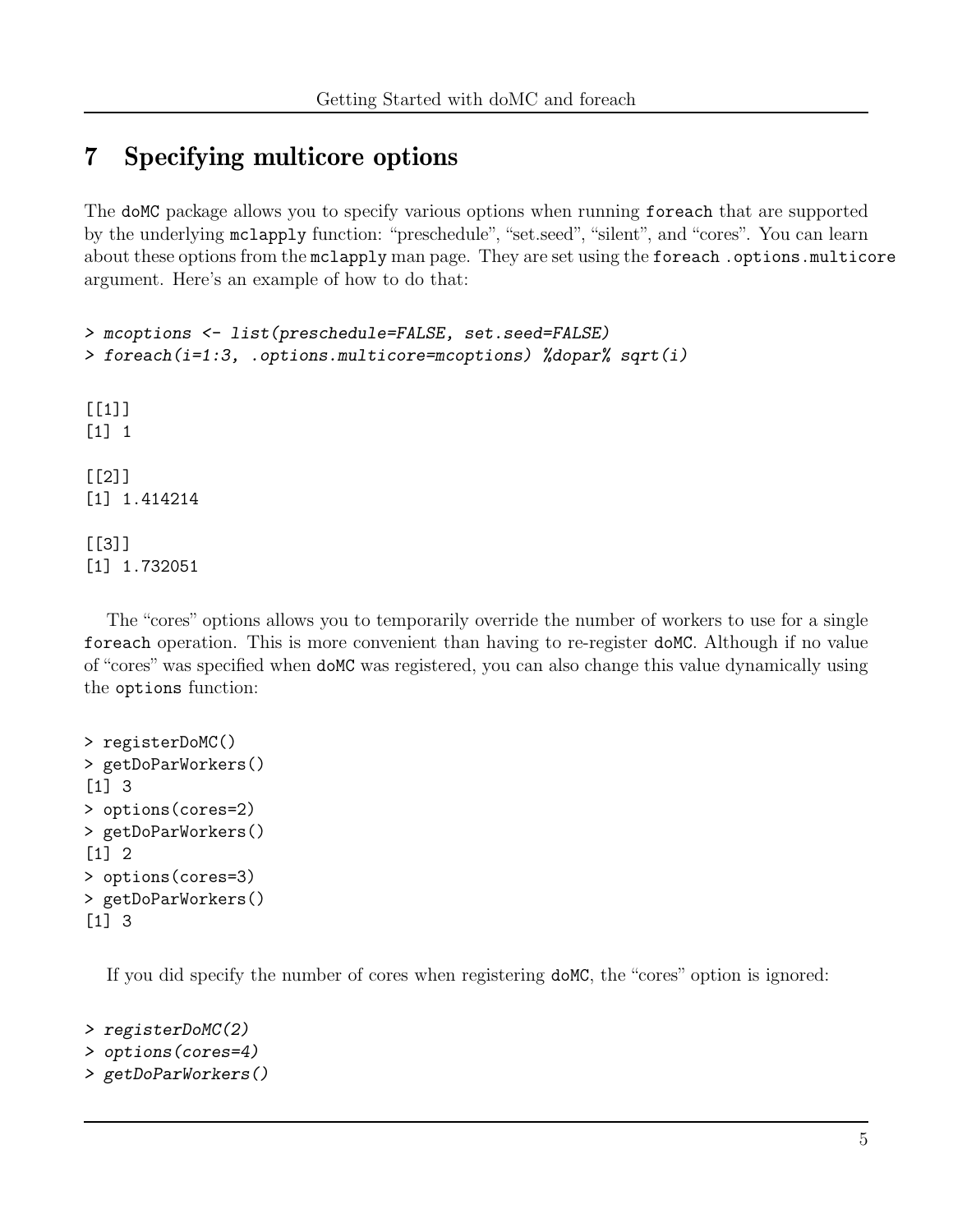## 7 Specifying multicore options

The `doMC` package allows you to specify various options when running `foreach` that are supported by the underlying `mclapply` function: "preschedule", "set.seed", "silent", and "cores". You can learn about these options from the `mclapply` man page. They are set using the `foreach` `.options.multicore` argument. Here's an example of how to do that:

```
> mcoptions <- list(preschedule=FALSE, set.seed=FALSE)
> foreach(i=1:3, .options.multicore=mcoptions) %dopar% sqrt(i)
```

```
[[1]]
[1] 1

[[2]]
[1] 1.414214

[[3]]
[1] 1.732051
```

The "cores" options allows you to temporarily override the number of workers to use for a single `foreach` operation. This is more convenient than having to re-register `doMC`. Although if no value of "cores" was specified when `doMC` was registered, you can also change this value dynamically using the `options` function:

```
> registerDoMC()
> getDoParWorkers()
[1] 3
> options(cores=2)
> getDoParWorkers()
[1] 2
> options(cores=3)
> getDoParWorkers()
[1] 3
```

If you did specify the number of cores when registering `doMC`, the "cores" option is ignored:

```
> registerDoMC(2)
> options(cores=4)
> getDoParWorkers()
```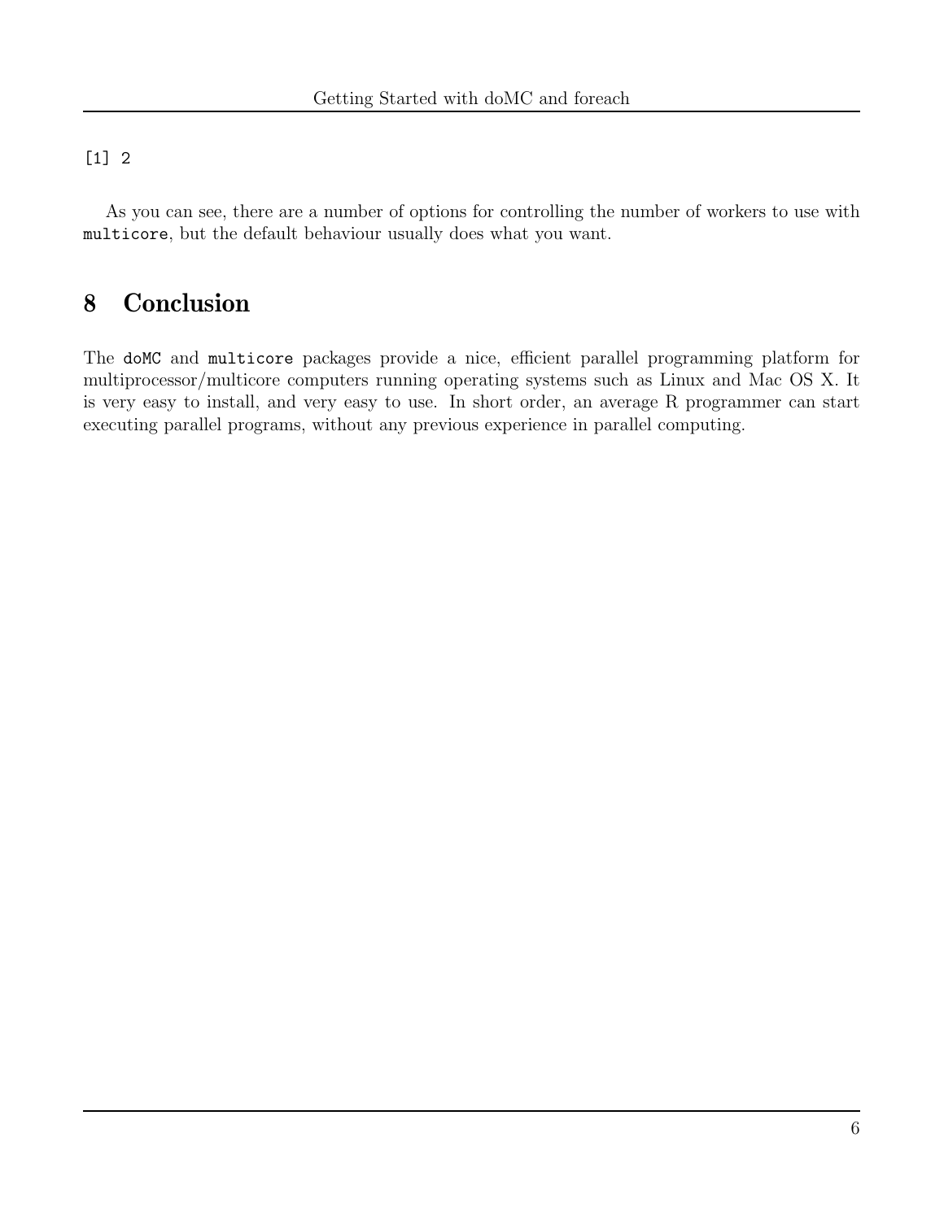```
[1] 2
```

As you can see, there are a number of options for controlling the number of workers to use with `multicore`, but the default behaviour usually does what you want.

## 8 Conclusion

The `doMC` and `multicore` packages provide a nice, efficient parallel programming platform for multiprocessor/multicore computers running operating systems such as Linux and Mac OS X. It is very easy to install, and very easy to use. In short order, an average R programmer can start executing parallel programs, without any previous experience in parallel computing.